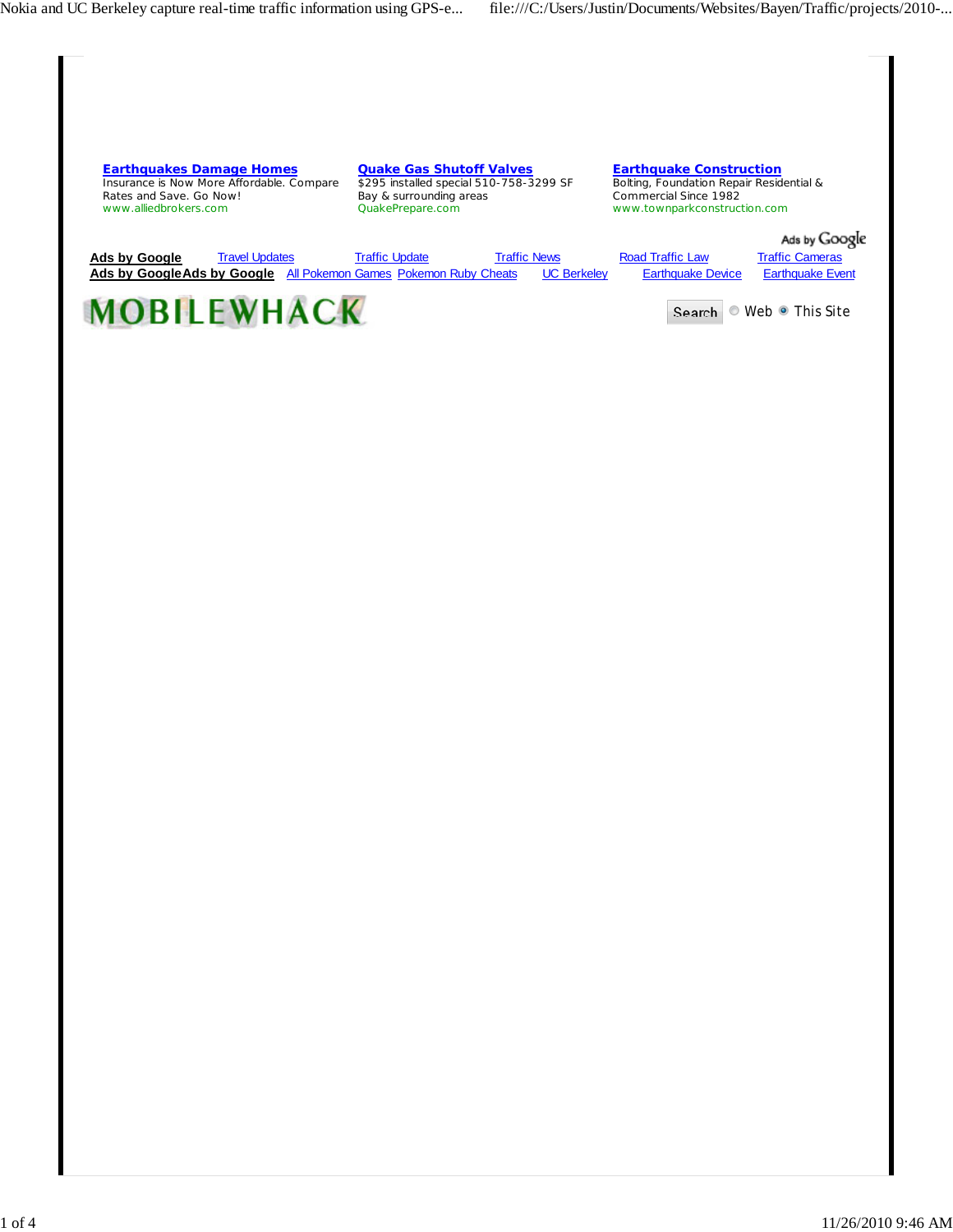**Earthquakes Damage Homes**
Insurance is Now More Affordable. Compare Rates and Save. Go Now!
www.alliedbrokers.com

**Quake Gas Shutoff Valves**
$295 installed special 510-758-3299 SF Bay & surrounding areas
QuakePrepare.com

**Earthquake Construction**
Bolting, Foundation Repair Residential & Commercial Since 1982
www.townparkconstruction.com

Ads by Google

**Ads by Google** Travel Updates | Traffic Update | Traffic News | Road Traffic Law | Traffic Cameras

**Ads by Google** **Ads by Google** All Pokemon Games | Pokemon Ruby Cheats | UC Berkeley | Earthquake Device | Earthquake Event

MOBILEWHACK

Search ○ Web ◉ This Site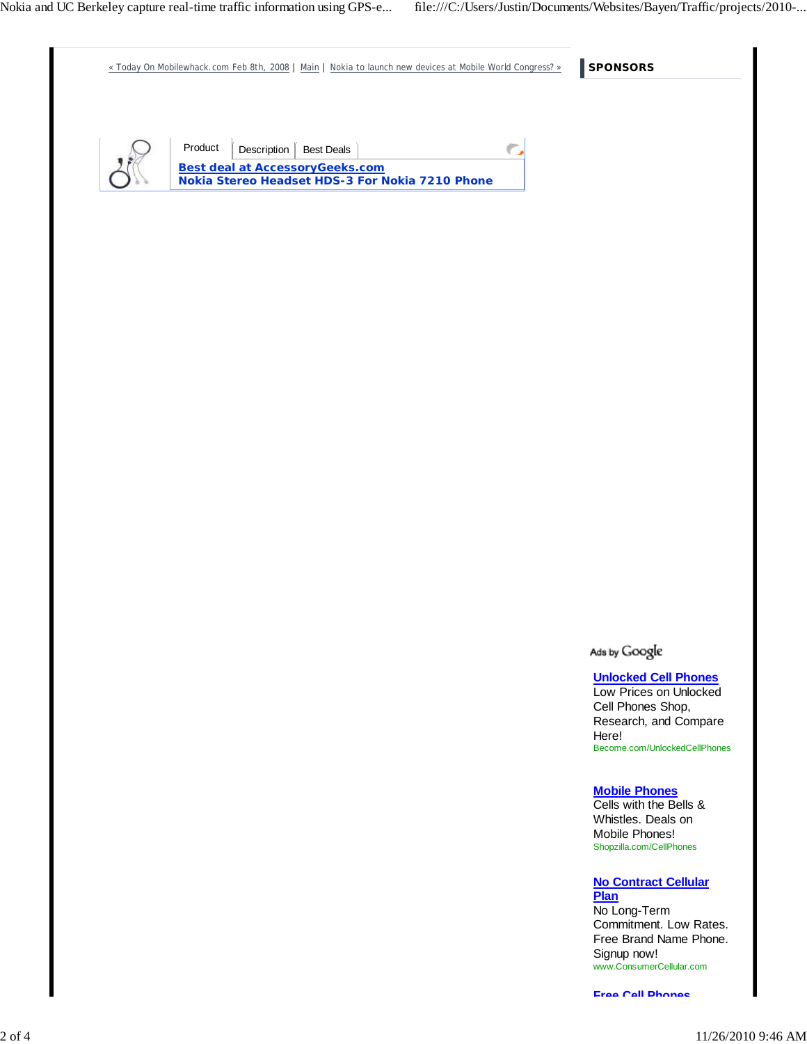« Today On Mobilewhack.com Feb 8th, 2008 | Main | Nokia to launch new devices at Mobile World Congress? »

Product | Description | Best Deals

**Best deal at AccessoryGeeks.com**
**Nokia Stereo Headset HDS-3 For Nokia 7210 Phone**

**SPONSORS**

Ads by Google

**Unlocked Cell Phones**
Low Prices on Unlocked Cell Phones Shop, Research, and Compare Here!
Become.com/UnlockedCellPhones

**Mobile Phones**
Cells with the Bells & Whistles. Deals on Mobile Phones!
Shopzilla.com/CellPhones

**No Contract Cellular Plan**
No Long-Term Commitment. Low Rates. Free Brand Name Phone. Signup now!
www.ConsumerCellular.com

**Free Cell Phones**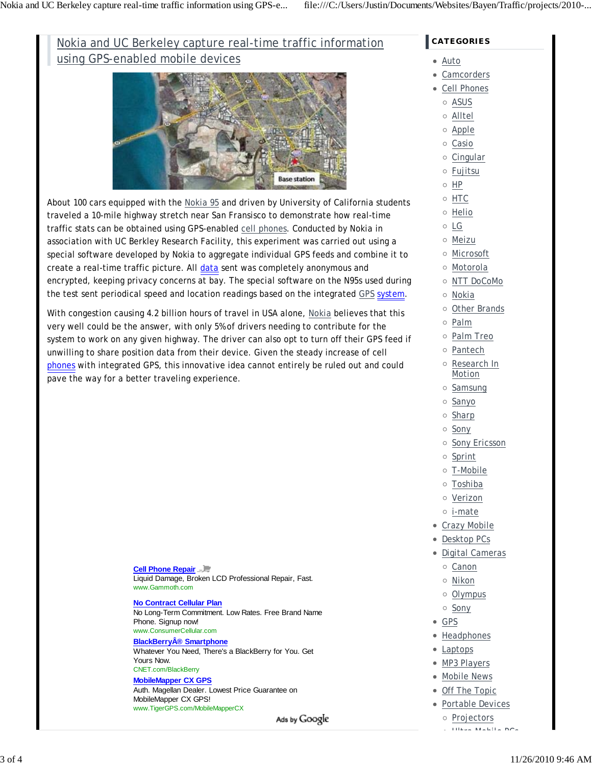# Nokia and UC Berkeley capture real-time traffic information using GPS-enabled mobile devices

About 100 cars equipped with the Nokia 95 and driven by University of California students traveled a 10-mile highway stretch near San Fransisco to demonstrate how real-time traffic stats can be obtained using GPS-enabled cell phones. Conducted by Nokia in association with UC Berkley Research Facility, this experiment was carried out using a special software developed by Nokia to aggregate individual GPS feeds and combine it to create a real-time traffic picture. All data sent was completely anonymous and encrypted, keeping privacy concerns at bay. The special software on the N95s used during the test sent periodical speed and location readings based on the integrated GPS system.

With congestion causing 4.2 billion hours of travel in USA alone, Nokia believes that this very well could be the answer, with only 5% of drivers needing to contribute for the system to work on any given highway. The driver can also opt to turn off their GPS feed if unwilling to share position data from their device. Given the steady increase of cell phones with integrated GPS, this innovative idea cannot entirely be ruled out and could pave the way for a better traveling experience.

**Cell Phone Repair**
Liquid Damage, Broken LCD Professional Repair, Fast.
www.Gammoth.com

**No Contract Cellular Plan**
No Long-Term Commitment. Low Rates. Free Brand Name Phone. Signup now!
www.ConsumerCellular.com

**BlackBerryÂ® Smartphone**
Whatever You Need, There's a BlackBerry for You. Get Yours Now.
CNET.com/BlackBerry

**MobileMapper CX GPS**
Auth. Magellan Dealer. Lowest Price Guarantee on MobileMapper CX GPS!
www.TigerGPS.com/MobileMapperCX

Ads by Google

## CATEGORIES

- Auto
- Camcorders
- Cell Phones
  - ASUS
  - Alltel
  - Apple
  - Casio
  - Cingular
  - Fujitsu
  - HP
  - HTC
  - Helio
  - LG
  - Meizu
  - Microsoft
  - Motorola
  - NTT DoCoMo
  - Nokia
  - Other Brands
  - Palm
  - Palm Treo
  - Pantech
  - Research In Motion
  - Samsung
  - Sanyo
  - Sharp
  - Sony
  - Sony Ericsson
  - Sprint
  - T-Mobile
  - Toshiba
  - Verizon
  - i-mate
- Crazy Mobile
- Desktop PCs
- Digital Cameras
  - Canon
  - Nikon
  - Olympus
  - Sony
- GPS
- Headphones
- Laptops
- MP3 Players
- Mobile News
- Off The Topic
- Portable Devices
  - Projectors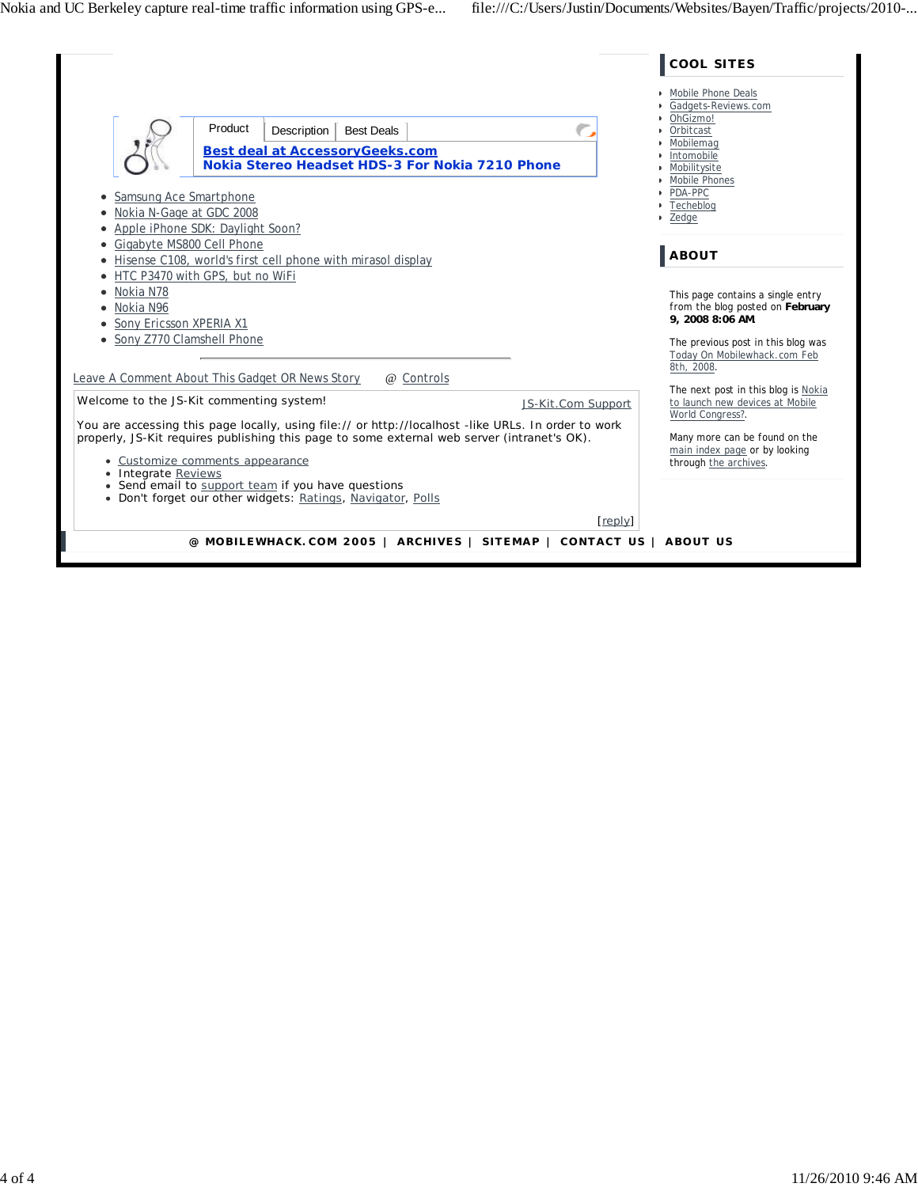Product | Description | Best Deals

**Best deal at AccessoryGeeks.com**
**Nokia Stereo Headset HDS-3 For Nokia 7210 Phone**

- Samsung Ace Smartphone
- Nokia N-Gage at GDC 2008
- Apple iPhone SDK: Daylight Soon?
- Gigabyte MS800 Cell Phone
- Hisense C108, world's first cell phone with mirasol display
- HTC P3470 with GPS, but no WiFi
- Nokia N78
- Nokia N96
- Sony Ericsson XPERIA X1
- Sony Z770 Clamshell Phone

Leave A Comment About This Gadget OR News Story @ Controls

Welcome to the JS-Kit commenting system! JS-Kit.Com Support

You are accessing this page locally, using file:// or http://localhost -like URLs. In order to work properly, JS-Kit requires publishing this page to some external web server (intranet's OK).

- Customize comments appearance
- Integrate Reviews
- Send email to support team if you have questions
- Don't forget our other widgets: Ratings, Navigator, Polls

[reply]

## COOL SITES

- Mobile Phone Deals
- Gadgets-Reviews.com
- OhGizmo!
- Orbitcast
- Mobilemag
- Intomobile
- Mobilitysite
- Mobile Phones
- PDA-PPC
- Techeblog
- Zedge

## ABOUT

This page contains a single entry from the blog posted on **February 9, 2008 8:06 AM**

The previous post in this blog was Today On Mobilewhack.com Feb 8th, 2008.

The next post in this blog is Nokia to launch new devices at Mobile World Congress?.

Many more can be found on the main index page or by looking through the archives.

**@ MOBILEWHACK.COM 2005 | ARCHIVES | SITEMAP | CONTACT US | ABOUT US**